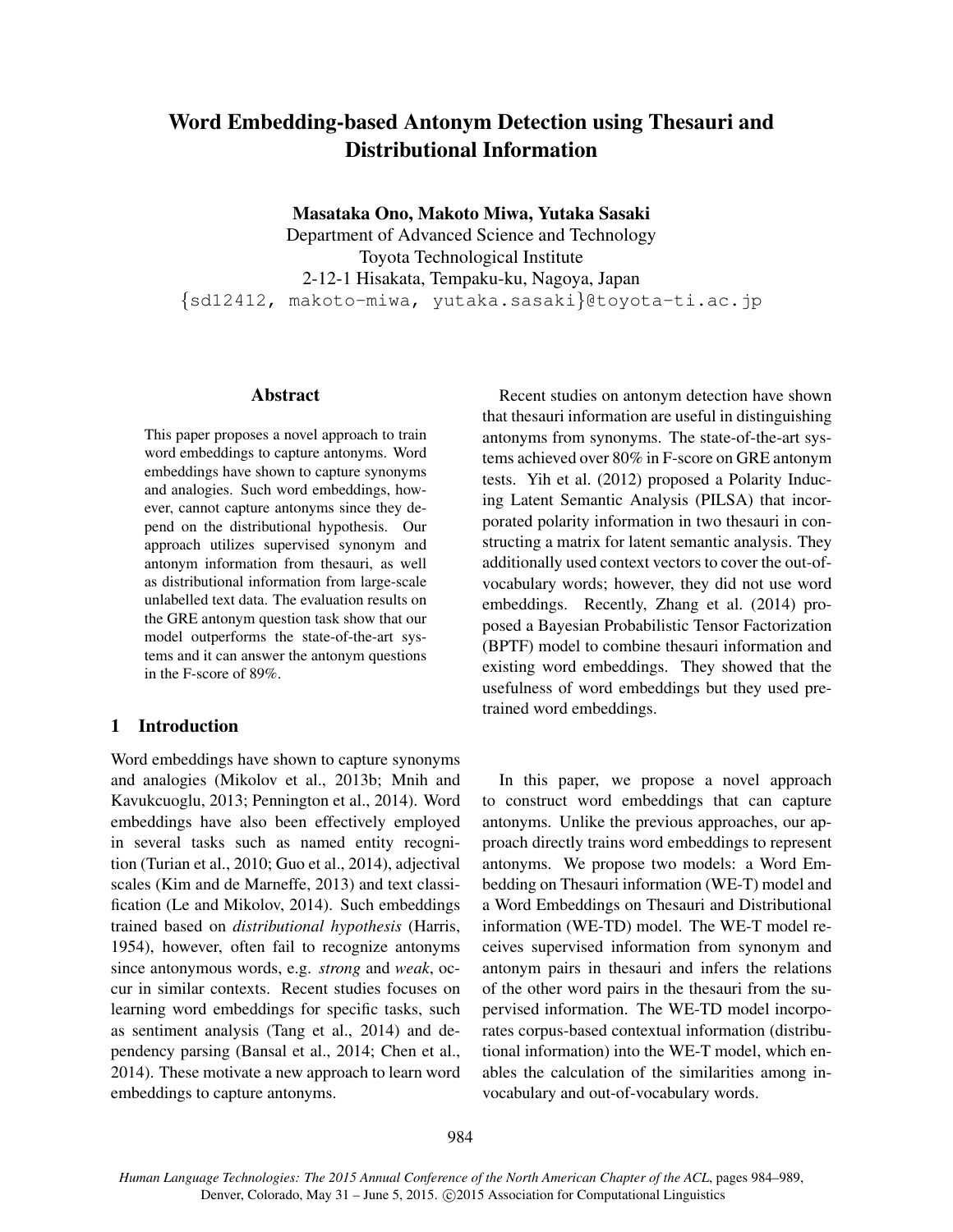# Word Embedding-based Antonym Detection using Thesauri and Distributional Information

**Masataka Ono, Makoto Miwa, Yutaka Sasaki**
Department of Advanced Science and Technology
Toyota Technological Institute
2-12-1 Hisakata, Tempaku-ku, Nagoya, Japan
{sd12412, makoto-miwa, yutaka.sasaki}@toyota-ti.ac.jp

## Abstract

This paper proposes a novel approach to train word embeddings to capture antonyms. Word embeddings have shown to capture synonyms and analogies. Such word embeddings, however, cannot capture antonyms since they depend on the distributional hypothesis. Our approach utilizes supervised synonym and antonym information from thesauri, as well as distributional information from large-scale unlabelled text data. The evaluation results on the GRE antonym question task show that our model outperforms the state-of-the-art systems and it can answer the antonym questions in the F-score of 89%.

## 1 Introduction

Word embeddings have shown to capture synonyms and analogies (Mikolov et al., 2013b; Mnih and Kavukcuoglu, 2013; Pennington et al., 2014). Word embeddings have also been effectively employed in several tasks such as named entity recognition (Turian et al., 2010; Guo et al., 2014), adjectival scales (Kim and de Marneffe, 2013) and text classification (Le and Mikolov, 2014). Such embeddings trained based on *distributional hypothesis* (Harris, 1954), however, often fail to recognize antonyms since antonymous words, e.g. *strong* and *weak*, occur in similar contexts. Recent studies focuses on learning word embeddings for specific tasks, such as sentiment analysis (Tang et al., 2014) and dependency parsing (Bansal et al., 2014; Chen et al., 2014). These motivate a new approach to learn word embeddings to capture antonyms.

Recent studies on antonym detection have shown that thesauri information are useful in distinguishing antonyms from synonyms. The state-of-the-art systems achieved over 80% in F-score on GRE antonym tests. Yih et al. (2012) proposed a Polarity Inducing Latent Semantic Analysis (PILSA) that incorporated polarity information in two thesauri in constructing a matrix for latent semantic analysis. They additionally used context vectors to cover the out-of-vocabulary words; however, they did not use word embeddings. Recently, Zhang et al. (2014) proposed a Bayesian Probabilistic Tensor Factorization (BPTF) model to combine thesauri information and existing word embeddings. They showed that the usefulness of word embeddings but they used pretrained word embeddings.

In this paper, we propose a novel approach to construct word embeddings that can capture antonyms. Unlike the previous approaches, our approach directly trains word embeddings to represent antonyms. We propose two models: a Word Embedding on Thesauri information (WE-T) model and a Word Embeddings on Thesauri and Distributional information (WE-TD) model. The WE-T model receives supervised information from synonym and antonym pairs in thesauri and infers the relations of the other word pairs in the thesauri from the supervised information. The WE-TD model incorporates corpus-based contextual information (distributional information) into the WE-T model, which enables the calculation of the similarities among in-vocabulary and out-of-vocabulary words.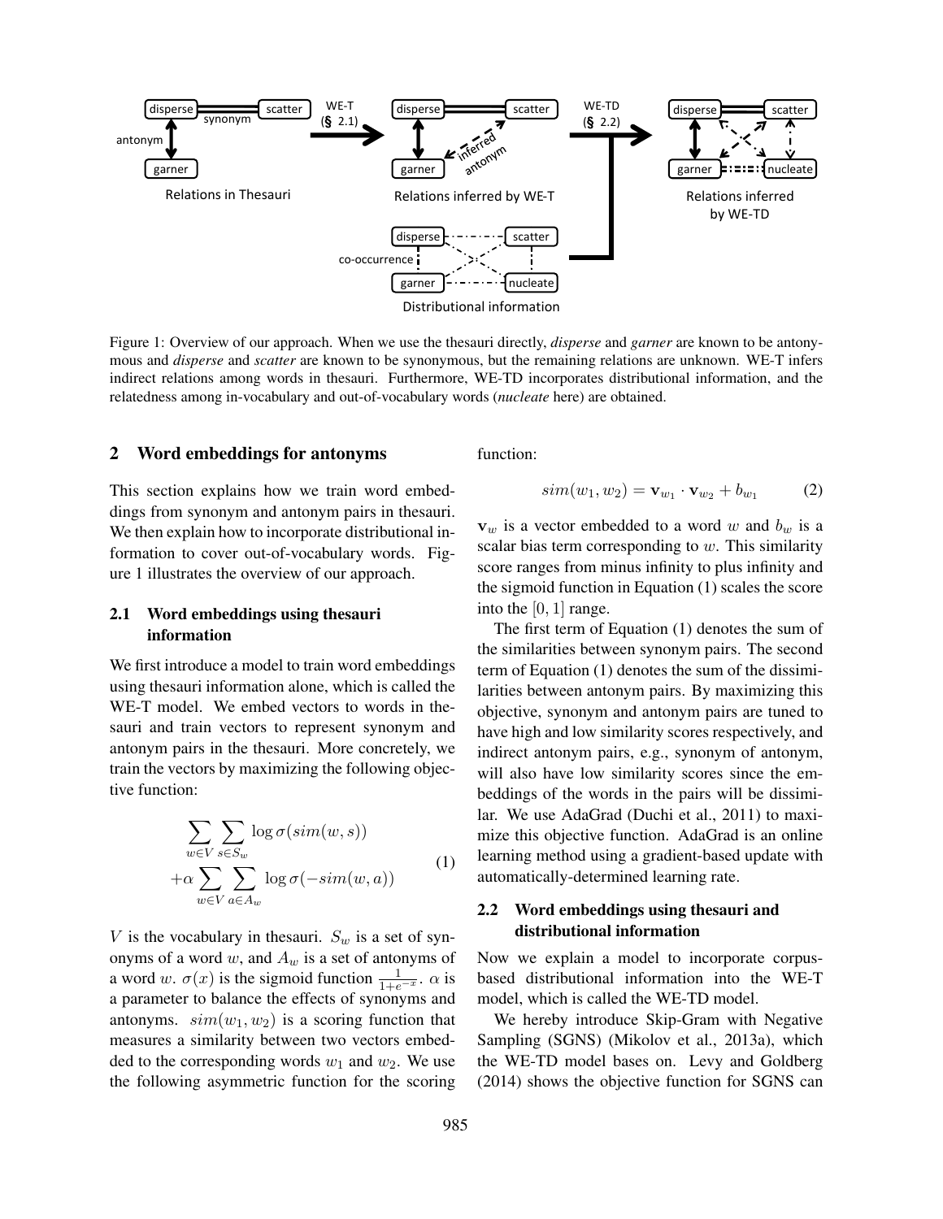Figure 1: Overview of our approach. When we use the thesauri directly, *disperse* and *garner* are known to be antonymous and *disperse* and *scatter* are known to be synonymous, but the remaining relations are unknown. WE-T infers indirect relations among words in thesauri. Furthermore, WE-TD incorporates distributional information, and the relatedness among in-vocabulary and out-of-vocabulary words (*nucleate* here) are obtained.

## 2 Word embeddings for antonyms

This section explains how we train word embeddings from synonym and antonym pairs in thesauri. We then explain how to incorporate distributional information to cover out-of-vocabulary words. Figure 1 illustrates the overview of our approach.

### 2.1 Word embeddings using thesauri information

We first introduce a model to train word embeddings using thesauri information alone, which is called the WE-T model. We embed vectors to words in thesauri and train vectors to represent synonym and antonym pairs in the thesauri. More concretely, we train the vectors by maximizing the following objective function:

$$\sum_{w \in V} \sum_{s \in S_w} \log \sigma(sim(w,s)) + \alpha \sum_{w \in V} \sum_{a \in A_w} \log \sigma(-sim(w,a)) \tag{1}$$

$V$ is the vocabulary in thesauri. $S_w$ is a set of synonyms of a word $w$, and $A_w$ is a set of antonyms of a word $w$. $\sigma(x)$ is the sigmoid function $\frac{1}{1+e^{-x}}$. $\alpha$ is a parameter to balance the effects of synonyms and antonyms. $sim(w_1, w_2)$ is a scoring function that measures a similarity between two vectors embedded to the corresponding words $w_1$ and $w_2$. We use the following asymmetric function for the scoring function:

$$sim(w_1, w_2) = \mathbf{v}_{w_1} \cdot \mathbf{v}_{w_2} + b_{w_1} \tag{2}$$

$\mathbf{v}_w$ is a vector embedded to a word $w$ and $b_w$ is a scalar bias term corresponding to $w$. This similarity score ranges from minus infinity to plus infinity and the sigmoid function in Equation (1) scales the score into the $[0, 1]$ range.

The first term of Equation (1) denotes the sum of the similarities between synonym pairs. The second term of Equation (1) denotes the sum of the dissimilarities between antonym pairs. By maximizing this objective, synonym and antonym pairs are tuned to have high and low similarity scores respectively, and indirect antonym pairs, e.g., synonym of antonym, will also have low similarity scores since the embeddings of the words in the pairs will be dissimilar. We use AdaGrad (Duchi et al., 2011) to maximize this objective function. AdaGrad is an online learning method using a gradient-based update with automatically-determined learning rate.

### 2.2 Word embeddings using thesauri and distributional information

Now we explain a model to incorporate corpus-based distributional information into the WE-T model, which is called the WE-TD model.

We hereby introduce Skip-Gram with Negative Sampling (SGNS) (Mikolov et al., 2013a), which the WE-TD model bases on. Levy and Goldberg (2014) shows the objective function for SGNS can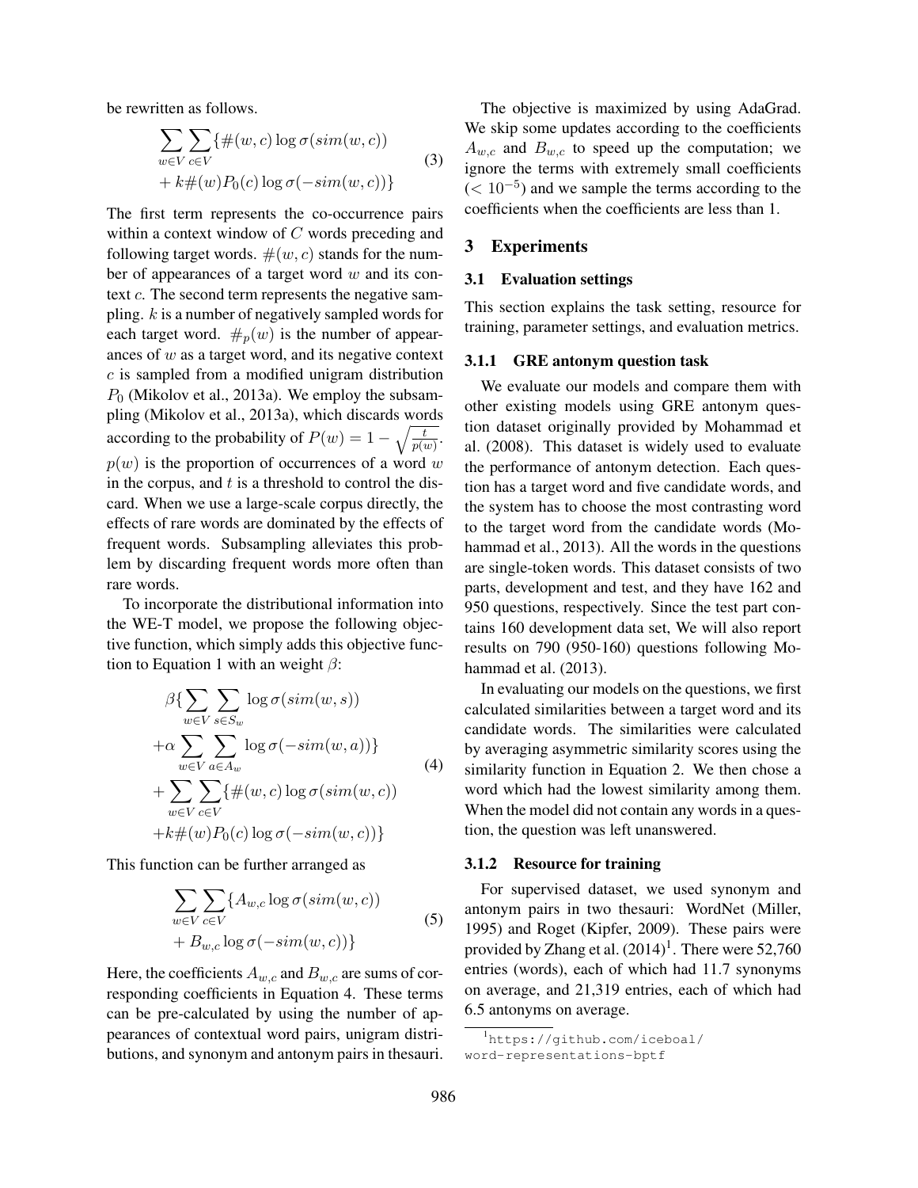be rewritten as follows.

$$\sum_{w \in V} \sum_{c \in V} \{ \#(w,c) \log \sigma(sim(w,c)) + k\#(w) P_0(c) \log \sigma(-sim(w,c)) \} \tag{3}$$

The first term represents the co-occurrence pairs within a context window of $C$ words preceding and following target words. $\#(w,c)$ stands for the number of appearances of a target word $w$ and its context $c$. The second term represents the negative sampling. $k$ is a number of negatively sampled words for each target word. $\#_p(w)$ is the number of appearances of $w$ as a target word, and its negative context $c$ is sampled from a modified unigram distribution $P_0$ (Mikolov et al., 2013a). We employ the subsampling (Mikolov et al., 2013a), which discards words according to the probability of $P(w) = 1 - \sqrt{\frac{t}{p(w)}}$. $p(w)$ is the proportion of occurrences of a word $w$ in the corpus, and $t$ is a threshold to control the discard. When we use a large-scale corpus directly, the effects of rare words are dominated by the effects of frequent words. Subsampling alleviates this problem by discarding frequent words more often than rare words.

To incorporate the distributional information into the WE-T model, we propose the following objective function, which simply adds this objective function to Equation 1 with an weight $\beta$:

$$\begin{aligned} &\beta \{ \sum_{w \in V} \sum_{s \in S_w} \log \sigma(sim(w,s)) \\ &+ \alpha \sum_{w \in V} \sum_{a \in A_w} \log \sigma(-sim(w,a)) \} \\ &+ \sum_{w \in V} \sum_{c \in V} \{ \#(w,c) \log \sigma(sim(w,c)) \\ &+ k\#(w) P_0(c) \log \sigma(-sim(w,c)) \} \end{aligned} \tag{4}$$

This function can be further arranged as

$$\sum_{w \in V} \sum_{c \in V} \{ A_{w,c} \log \sigma(sim(w,c)) + B_{w,c} \log \sigma(-sim(w,c)) \} \tag{5}$$

Here, the coefficients $A_{w,c}$ and $B_{w,c}$ are sums of corresponding coefficients in Equation 4. These terms can be pre-calculated by using the number of appearances of contextual word pairs, unigram distributions, and synonym and antonym pairs in thesauri.

The objective is maximized by using AdaGrad. We skip some updates according to the coefficients $A_{w,c}$ and $B_{w,c}$ to speed up the computation; we ignore the terms with extremely small coefficients ($< 10^{-5}$) and we sample the terms according to the coefficients when the coefficients are less than 1.

## 3 Experiments

### 3.1 Evaluation settings

This section explains the task setting, resource for training, parameter settings, and evaluation metrics.

#### 3.1.1 GRE antonym question task

We evaluate our models and compare them with other existing models using GRE antonym question dataset originally provided by Mohammad et al. (2008). This dataset is widely used to evaluate the performance of antonym detection. Each question has a target word and five candidate words, and the system has to choose the most contrasting word to the target word from the candidate words (Mohammad et al., 2013). All the words in the questions are single-token words. This dataset consists of two parts, development and test, and they have 162 and 950 questions, respectively. Since the test part contains 160 development data set, We will also report results on 790 (950-160) questions following Mohammad et al. (2013).

In evaluating our models on the questions, we first calculated similarities between a target word and its candidate words. The similarities were calculated by averaging asymmetric similarity scores using the similarity function in Equation 2. We then chose a word which had the lowest similarity among them. When the model did not contain any words in a question, the question was left unanswered.

#### 3.1.2 Resource for training

For supervised dataset, we used synonym and antonym pairs in two thesauri: WordNet (Miller, 1995) and Roget (Kipfer, 2009). These pairs were provided by Zhang et al. (2014)[1]. There were 52,760 entries (words), each of which had 11.7 synonyms on average, and 21,319 entries, each of which had 6.5 antonyms on average.

[1] https://github.com/iceboal/word-representations-bptf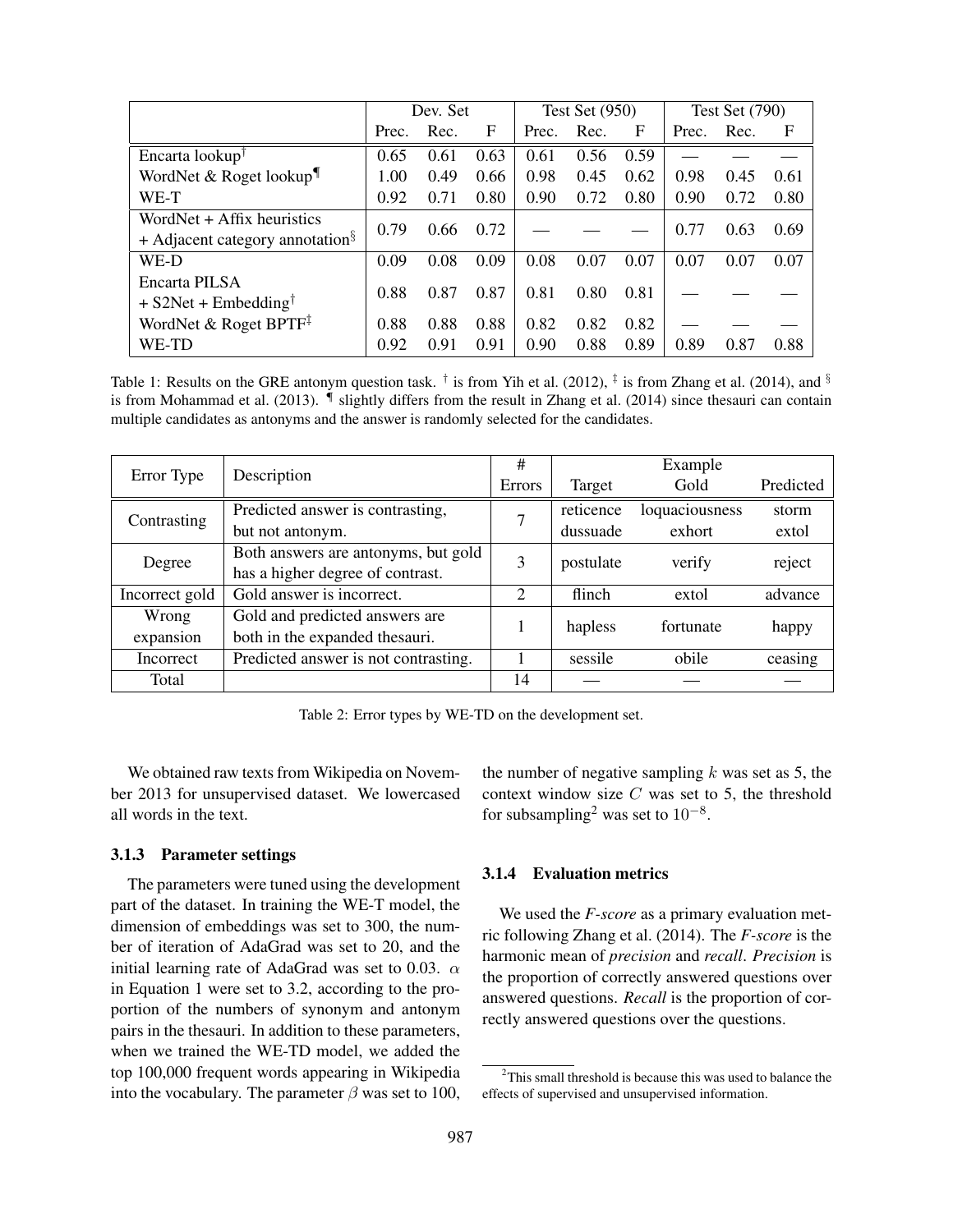| | Dev. Set | | | Test Set (950) | | | Test Set (790) | | |
|---|---|---|---|---|---|---|---|---|---|
| | Prec. | Rec. | F | Prec. | Rec. | F | Prec. | Rec. | F |
| Encarta lookup[†] | 0.65 | 0.61 | 0.63 | 0.61 | 0.56 | 0.59 | — | — | — |
| WordNet & Roget lookup[¶] | 1.00 | 0.49 | 0.66 | 0.98 | 0.45 | 0.62 | 0.98 | 0.45 | 0.61 |
| WE-T | 0.92 | 0.71 | 0.80 | 0.90 | 0.72 | 0.80 | 0.90 | 0.72 | 0.80 |
| WordNet + Affix heuristics + Adjacent category annotation[§] | 0.79 | 0.66 | 0.72 | — | — | — | 0.77 | 0.63 | 0.69 |
| WE-D | 0.09 | 0.08 | 0.09 | 0.08 | 0.07 | 0.07 | 0.07 | 0.07 | 0.07 |
| Encarta PILSA + S2Net + Embedding[†] | 0.88 | 0.87 | 0.87 | 0.81 | 0.80 | 0.81 | — | — | — |
| WordNet & Roget BPTF[‡] | 0.88 | 0.88 | 0.88 | 0.82 | 0.82 | 0.82 | — | — | — |
| WE-TD | 0.92 | 0.91 | 0.91 | 0.90 | 0.88 | 0.89 | 0.89 | 0.87 | 0.88 |

Table 1: Results on the GRE antonym question task. [†] is from Yih et al. (2012), [‡] is from Zhang et al. (2014), and [§] is from Mohammad et al. (2013). [¶] slightly differs from the result in Zhang et al. (2014) since thesauri can contain multiple candidates as antonyms and the answer is randomly selected for the candidates.

| Error Type | Description | # Errors | Example | | |
|---|---|---|---|---|---|
| | | | Target | Gold | Predicted |
| Contrasting | Predicted answer is contrasting, but not antonym. | 7 | reticence | loquaciousness | storm |
| | | | dussuade | exhort | extol |
| Degree | Both answers are antonyms, but gold has a higher degree of contrast. | 3 | postulate | verify | reject |
| Incorrect gold | Gold answer is incorrect. | 2 | flinch | extol | advance |
| Wrong expansion | Gold and predicted answers are both in the expanded thesauri. | 1 | hapless | fortunate | happy |
| Incorrect | Predicted answer is not contrasting. | 1 | sessile | obile | ceasing |
| Total | | 14 | — | — | — |

Table 2: Error types by WE-TD on the development set.

We obtained raw texts from Wikipedia on November 2013 for unsupervised dataset. We lowercased all words in the text.

#### 3.1.3 Parameter settings

The parameters were tuned using the development part of the dataset. In training the WE-T model, the dimension of embeddings was set to 300, the number of iteration of AdaGrad was set to 20, and the initial learning rate of AdaGrad was set to 0.03. $\alpha$ in Equation 1 were set to 3.2, according to the proportion of the numbers of synonym and antonym pairs in the thesauri. In addition to these parameters, when we trained the WE-TD model, we added the top 100,000 frequent words appearing in Wikipedia into the vocabulary. The parameter $\beta$ was set to 100, the number of negative sampling $k$ was set as 5, the context window size $C$ was set to 5, the threshold for subsampling[2] was set to $10^{-8}$.

#### 3.1.4 Evaluation metrics

We used the *F-score* as a primary evaluation metric following Zhang et al. (2014). The *F-score* is the harmonic mean of *precision* and *recall*. *Precision* is the proportion of correctly answered questions over answered questions. *Recall* is the proportion of correctly answered questions over the questions.

[2] This small threshold is because this was used to balance the effects of supervised and unsupervised information.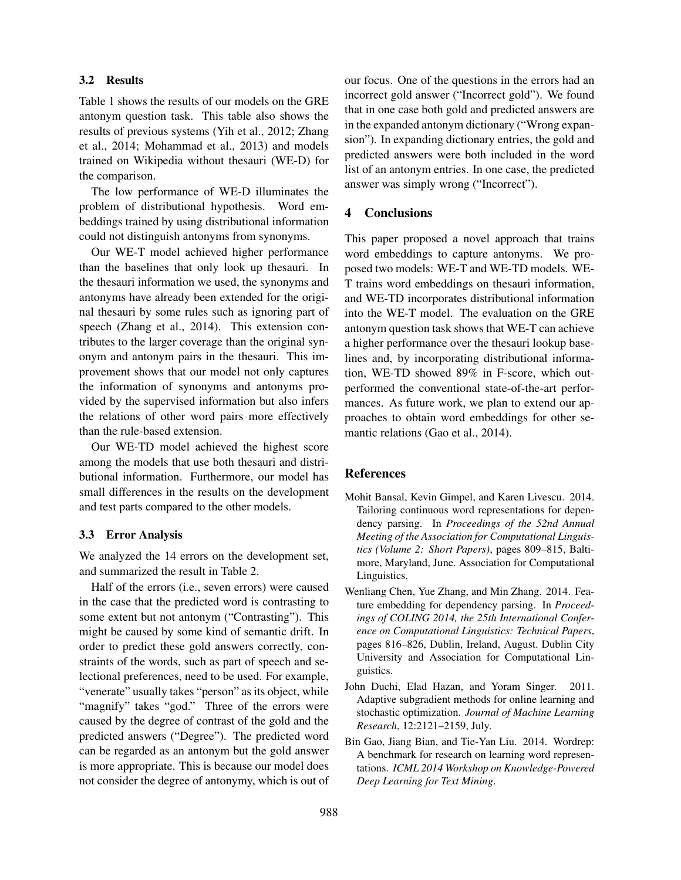### 3.2 Results

Table 1 shows the results of our models on the GRE antonym question task. This table also shows the results of previous systems (Yih et al., 2012; Zhang et al., 2014; Mohammad et al., 2013) and models trained on Wikipedia without thesauri (WE-D) for the comparison.

The low performance of WE-D illuminates the problem of distributional hypothesis. Word embeddings trained by using distributional information could not distinguish antonyms from synonyms.

Our WE-T model achieved higher performance than the baselines that only look up thesauri. In the thesauri information we used, the synonyms and antonyms have already been extended for the original thesauri by some rules such as ignoring part of speech (Zhang et al., 2014). This extension contributes to the larger coverage than the original synonym and antonym pairs in the thesauri. This improvement shows that our model not only captures the information of synonyms and antonyms provided by the supervised information but also infers the relations of other word pairs more effectively than the rule-based extension.

Our WE-TD model achieved the highest score among the models that use both thesauri and distributional information. Furthermore, our model has small differences in the results on the development and test parts compared to the other models.

### 3.3 Error Analysis

We analyzed the 14 errors on the development set, and summarized the result in Table 2.

Half of the errors (i.e., seven errors) were caused in the case that the predicted word is contrasting to some extent but not antonym ("Contrasting"). This might be caused by some kind of semantic drift. In order to predict these gold answers correctly, constraints of the words, such as part of speech and selectional preferences, need to be used. For example, "venerate" usually takes "person" as its object, while "magnify" takes "god." Three of the errors were caused by the degree of contrast of the gold and the predicted answers ("Degree"). The predicted word can be regarded as an antonym but the gold answer is more appropriate. This is because our model does not consider the degree of antonymy, which is out of our focus. One of the questions in the errors had an incorrect gold answer ("Incorrect gold"). We found that in one case both gold and predicted answers are in the expanded antonym dictionary ("Wrong expansion"). In expanding dictionary entries, the gold and predicted answers were both included in the word list of an antonym entries. In one case, the predicted answer was simply wrong ("Incorrect").

## 4 Conclusions

This paper proposed a novel approach that trains word embeddings to capture antonyms. We proposed two models: WE-T and WE-TD models. WE-T trains word embeddings on thesauri information, and WE-TD incorporates distributional information into the WE-T model. The evaluation on the GRE antonym question task shows that WE-T can achieve a higher performance over the thesauri lookup baselines and, by incorporating distributional information, WE-TD showed 89% in F-score, which outperformed the conventional state-of-the-art performances. As future work, we plan to extend our approaches to obtain word embeddings for other semantic relations (Gao et al., 2014).

## References

Mohit Bansal, Kevin Gimpel, and Karen Livescu. 2014. Tailoring continuous word representations for dependency parsing. In *Proceedings of the 52nd Annual Meeting of the Association for Computational Linguistics (Volume 2: Short Papers)*, pages 809–815, Baltimore, Maryland, June. Association for Computational Linguistics.

Wenliang Chen, Yue Zhang, and Min Zhang. 2014. Feature embedding for dependency parsing. In *Proceedings of COLING 2014, the 25th International Conference on Computational Linguistics: Technical Papers*, pages 816–826, Dublin, Ireland, August. Dublin City University and Association for Computational Linguistics.

John Duchi, Elad Hazan, and Yoram Singer. 2011. Adaptive subgradient methods for online learning and stochastic optimization. *Journal of Machine Learning Research*, 12:2121–2159, July.

Bin Gao, Jiang Bian, and Tie-Yan Liu. 2014. Wordrep: A benchmark for research on learning word representations. *ICML 2014 Workshop on Knowledge-Powered Deep Learning for Text Mining*.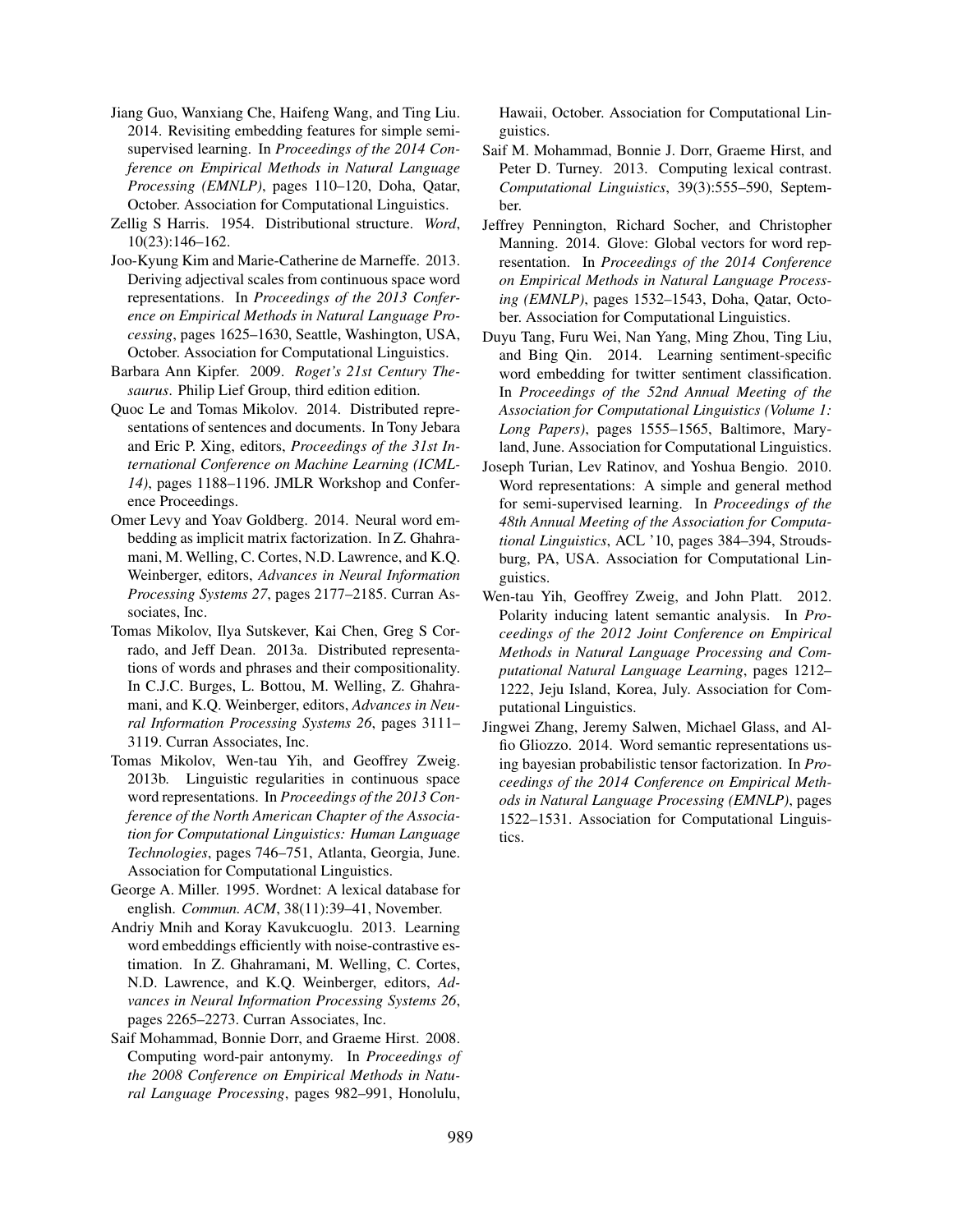Jiang Guo, Wanxiang Che, Haifeng Wang, and Ting Liu. 2014. Revisiting embedding features for simple semi-supervised learning. In *Proceedings of the 2014 Conference on Empirical Methods in Natural Language Processing (EMNLP)*, pages 110–120, Doha, Qatar, October. Association for Computational Linguistics.

Zellig S Harris. 1954. Distributional structure. *Word*, 10(23):146–162.

Joo-Kyung Kim and Marie-Catherine de Marneffe. 2013. Deriving adjectival scales from continuous space word representations. In *Proceedings of the 2013 Conference on Empirical Methods in Natural Language Processing*, pages 1625–1630, Seattle, Washington, USA, October. Association for Computational Linguistics.

Barbara Ann Kipfer. 2009. *Roget's 21st Century Thesaurus*. Philip Lief Group, third edition edition.

Quoc Le and Tomas Mikolov. 2014. Distributed representations of sentences and documents. In Tony Jebara and Eric P. Xing, editors, *Proceedings of the 31st International Conference on Machine Learning (ICML-14)*, pages 1188–1196. JMLR Workshop and Conference Proceedings.

Omer Levy and Yoav Goldberg. 2014. Neural word embedding as implicit matrix factorization. In Z. Ghahramani, M. Welling, C. Cortes, N.D. Lawrence, and K.Q. Weinberger, editors, *Advances in Neural Information Processing Systems 27*, pages 2177–2185. Curran Associates, Inc.

Tomas Mikolov, Ilya Sutskever, Kai Chen, Greg S Corrado, and Jeff Dean. 2013a. Distributed representations of words and phrases and their compositionality. In C.J.C. Burges, L. Bottou, M. Welling, Z. Ghahramani, and K.Q. Weinberger, editors, *Advances in Neural Information Processing Systems 26*, pages 3111–3119. Curran Associates, Inc.

Tomas Mikolov, Wen-tau Yih, and Geoffrey Zweig. 2013b. Linguistic regularities in continuous space word representations. In *Proceedings of the 2013 Conference of the North American Chapter of the Association for Computational Linguistics: Human Language Technologies*, pages 746–751, Atlanta, Georgia, June. Association for Computational Linguistics.

George A. Miller. 1995. Wordnet: A lexical database for english. *Commun. ACM*, 38(11):39–41, November.

Andriy Mnih and Koray Kavukcuoglu. 2013. Learning word embeddings efficiently with noise-contrastive estimation. In Z. Ghahramani, M. Welling, C. Cortes, N.D. Lawrence, and K.Q. Weinberger, editors, *Advances in Neural Information Processing Systems 26*, pages 2265–2273. Curran Associates, Inc.

Saif Mohammad, Bonnie Dorr, and Graeme Hirst. 2008. Computing word-pair antonymy. In *Proceedings of the 2008 Conference on Empirical Methods in Natural Language Processing*, pages 982–991, Honolulu, Hawaii, October. Association for Computational Linguistics.

Saif M. Mohammad, Bonnie J. Dorr, Graeme Hirst, and Peter D. Turney. 2013. Computing lexical contrast. *Computational Linguistics*, 39(3):555–590, September.

Jeffrey Pennington, Richard Socher, and Christopher Manning. 2014. Glove: Global vectors for word representation. In *Proceedings of the 2014 Conference on Empirical Methods in Natural Language Processing (EMNLP)*, pages 1532–1543, Doha, Qatar, October. Association for Computational Linguistics.

Duyu Tang, Furu Wei, Nan Yang, Ming Zhou, Ting Liu, and Bing Qin. 2014. Learning sentiment-specific word embedding for twitter sentiment classification. In *Proceedings of the 52nd Annual Meeting of the Association for Computational Linguistics (Volume 1: Long Papers)*, pages 1555–1565, Baltimore, Maryland, June. Association for Computational Linguistics.

Joseph Turian, Lev Ratinov, and Yoshua Bengio. 2010. Word representations: A simple and general method for semi-supervised learning. In *Proceedings of the 48th Annual Meeting of the Association for Computational Linguistics*, ACL '10, pages 384–394, Stroudsburg, PA, USA. Association for Computational Linguistics.

Wen-tau Yih, Geoffrey Zweig, and John Platt. 2012. Polarity inducing latent semantic analysis. In *Proceedings of the 2012 Joint Conference on Empirical Methods in Natural Language Processing and Computational Natural Language Learning*, pages 1212–1222, Jeju Island, Korea, July. Association for Computational Linguistics.

Jingwei Zhang, Jeremy Salwen, Michael Glass, and Alfio Gliozzo. 2014. Word semantic representations using bayesian probabilistic tensor factorization. In *Proceedings of the 2014 Conference on Empirical Methods in Natural Language Processing (EMNLP)*, pages 1522–1531. Association for Computational Linguistics.